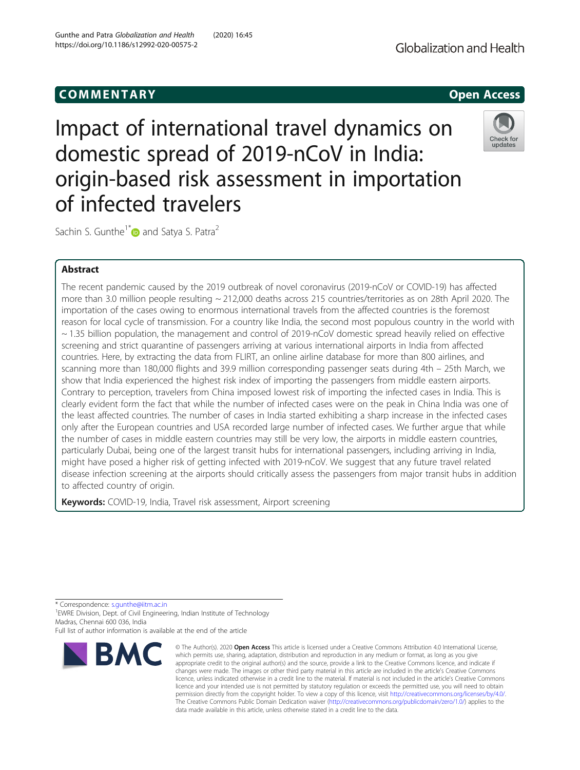COMMENTARY

Open Access

# Impact of international travel dynamics on domestic spread of 2019-nCoV in India: origin-based risk assessment in importation of infected travelers

Sachin S. Gunthe[1*] and Satya S. Patra[2]

## Abstract

The recent pandemic caused by the 2019 outbreak of novel coronavirus (2019-nCoV or COVID-19) has affected more than 3.0 million people resulting ~ 212,000 deaths across 215 countries/territories as on 28th April 2020. The importation of the cases owing to enormous international travels from the affected countries is the foremost reason for local cycle of transmission. For a country like India, the second most populous country in the world with ~ 1.35 billion population, the management and control of 2019-nCoV domestic spread heavily relied on effective screening and strict quarantine of passengers arriving at various international airports in India from affected countries. Here, by extracting the data from FLIRT, an online airline database for more than 800 airlines, and scanning more than 180,000 flights and 39.9 million corresponding passenger seats during 4th – 25th March, we show that India experienced the highest risk index of importing the passengers from middle eastern airports. Contrary to perception, travelers from China imposed lowest risk of importing the infected cases in India. This is clearly evident form the fact that while the number of infected cases were on the peak in China India was one of the least affected countries. The number of cases in India started exhibiting a sharp increase in the infected cases only after the European countries and USA recorded large number of infected cases. We further argue that while the number of cases in middle eastern countries may still be very low, the airports in middle eastern countries, particularly Dubai, being one of the largest transit hubs for international passengers, including arriving in India, might have posed a higher risk of getting infected with 2019-nCoV. We suggest that any future travel related disease infection screening at the airports should critically assess the passengers from major transit hubs in addition to affected country of origin.

**Keywords:** COVID-19, India, Travel risk assessment, Airport screening

---

* Correspondence: s.gunthe@iitm.ac.in

[1]EWRE Division, Dept. of Civil Engineering, Indian Institute of Technology Madras, Chennai 600 036, India

Full list of author information is available at the end of the article

© The Author(s). 2020 **Open Access** This article is licensed under a Creative Commons Attribution 4.0 International License, which permits use, sharing, adaptation, distribution and reproduction in any medium or format, as long as you give appropriate credit to the original author(s) and the source, provide a link to the Creative Commons licence, and indicate if changes were made. The images or other third party material in this article are included in the article's Creative Commons licence, unless indicated otherwise in a credit line to the material. If material is not included in the article's Creative Commons licence and your intended use is not permitted by statutory regulation or exceeds the permitted use, you will need to obtain permission directly from the copyright holder. To view a copy of this licence, visit http://creativecommons.org/licenses/by/4.0/. The Creative Commons Public Domain Dedication waiver (http://creativecommons.org/publicdomain/zero/1.0/) applies to the data made available in this article, unless otherwise stated in a credit line to the data.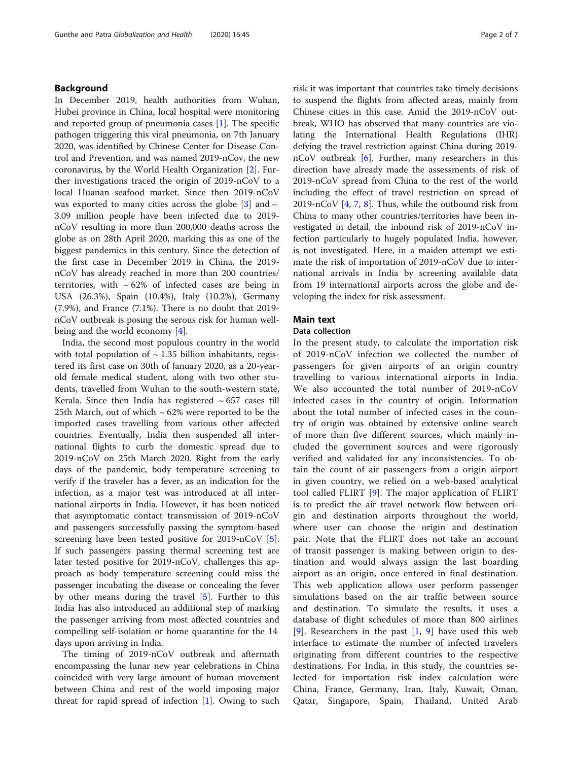## Background

In December 2019, health authorities from Wuhan, Hubei province in China, local hospital were monitoring and reported group of pneumonia cases [1]. The specific pathogen triggering this viral pneumonia, on 7th January 2020, was identified by Chinese Center for Disease Control and Prevention, and was named 2019-nCov, the new coronavirus, by the World Health Organization [2]. Further investigations traced the origin of 2019-nCoV to a local Huanan seafood market. Since then 2019-nCoV was exported to many cities across the globe [3] and ~ 3.09 million people have been infected due to 2019-nCoV resulting in more than 200,000 deaths across the globe as on 28th April 2020, marking this as one of the biggest pandemics in this century. Since the detection of the first case in December 2019 in China, the 2019-nCoV has already reached in more than 200 countries/territories, with ~ 62% of infected cases are being in USA (26.3%), Spain (10.4%), Italy (10.2%), Germany (7.9%), and France (7.1%). There is no doubt that 2019-nCoV outbreak is posing the serous risk for human well-being and the world economy [4].

India, the second most populous country in the world with total population of ~ 1.35 billion inhabitants, registered its first case on 30th of January 2020, as a 20-year-old female medical student, along with two other students, travelled from Wuhan to the south-western state, Kerala. Since then India has registered ~ 657 cases till 25th March, out of which ~ 62% were reported to be the imported cases travelling from various other affected countries. Eventually, India then suspended all international flights to curb the domestic spread due to 2019-nCoV on 25th March 2020. Right from the early days of the pandemic, body temperature screening to verify if the traveler has a fever, as an indication for the infection, as a major test was introduced at all international airports in India. However, it has been noticed that asymptomatic contact transmission of 2019-nCoV and passengers successfully passing the symptom-based screening have been tested positive for 2019-nCoV [5]. If such passengers passing thermal screening test are later tested positive for 2019-nCoV, challenges this approach as body temperature screening could miss the passenger incubating the disease or concealing the fever by other means during the travel [5]. Further to this India has also introduced an additional step of marking the passenger arriving from most affected countries and compelling self-isolation or home quarantine for the 14 days upon arriving in India.

The timing of 2019-nCoV outbreak and aftermath encompassing the lunar new year celebrations in China coincided with very large amount of human movement between China and rest of the world imposing major threat for rapid spread of infection [1]. Owing to such risk it was important that countries take timely decisions to suspend the flights from affected areas, mainly from Chinese cities in this case. Amid the 2019-nCoV outbreak, WHO has observed that many countries are violating the International Health Regulations (IHR) defying the travel restriction against China during 2019-nCoV outbreak [6]. Further, many researchers in this direction have already made the assessments of risk of 2019-nCoV spread from China to the rest of the world including the effect of travel restriction on spread of 2019-nCoV [4, 7, 8]. Thus, while the outbound risk from China to many other countries/territories have been investigated in detail, the inbound risk of 2019-nCoV infection particularly to hugely populated India, however, is not investigated. Here, in a maiden attempt we estimate the risk of importation of 2019-nCoV due to international arrivals in India by screening available data from 19 international airports across the globe and developing the index for risk assessment.

## Main text

### Data collection

In the present study, to calculate the importation risk of 2019-nCoV infection we collected the number of passengers for given airports of an origin country travelling to various international airports in India. We also accounted the total number of 2019-nCoV infected cases in the country of origin. Information about the total number of infected cases in the country of origin was obtained by extensive online search of more than five different sources, which mainly included the government sources and were rigorously verified and validated for any inconsistencies. To obtain the count of air passengers from a origin airport in given country, we relied on a web-based analytical tool called FLIRT [9]. The major application of FLIRT is to predict the air travel network flow between origin and destination airports throughout the world, where user can choose the origin and destination pair. Note that the FLIRT does not take an account of transit passenger is making between origin to destination and would always assign the last boarding airport as an origin, once entered in final destination. This web application allows user perform passenger simulations based on the air traffic between source and destination. To simulate the results, it uses a database of flight schedules of more than 800 airlines [9]. Researchers in the past [1, 9] have used this web interface to estimate the number of infected travelers originating from different countries to the respective destinations. For India, in this study, the countries selected for importation risk index calculation were China, France, Germany, Iran, Italy, Kuwait, Oman, Qatar, Singapore, Spain, Thailand, United Arab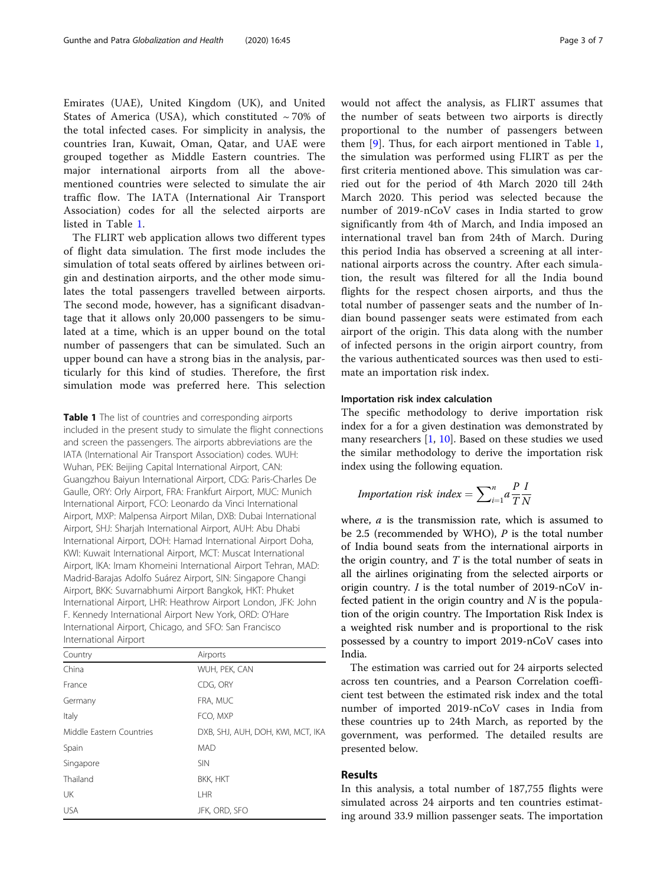Emirates (UAE), United Kingdom (UK), and United States of America (USA), which constituted ~ 70% of the total infected cases. For simplicity in analysis, the countries Iran, Kuwait, Oman, Qatar, and UAE were grouped together as Middle Eastern countries. The major international airports from all the above-mentioned countries were selected to simulate the air traffic flow. The IATA (International Air Transport Association) codes for all the selected airports are listed in Table 1.

The FLIRT web application allows two different types of flight data simulation. The first mode includes the simulation of total seats offered by airlines between origin and destination airports, and the other mode simulates the total passengers travelled between airports. The second mode, however, has a significant disadvantage that it allows only 20,000 passengers to be simulated at a time, which is an upper bound on the total number of passengers that can be simulated. Such an upper bound can have a strong bias in the analysis, particularly for this kind of studies. Therefore, the first simulation mode was preferred here. This selection would not affect the analysis, as FLIRT assumes that the number of seats between two airports is directly proportional to the number of passengers between them [9]. Thus, for each airport mentioned in Table 1, the simulation was performed using FLIRT as per the first criteria mentioned above. This simulation was carried out for the period of 4th March 2020 till 24th March 2020. This period was selected because the number of 2019-nCoV cases in India started to grow significantly from 4th of March, and India imposed an international travel ban from 24th of March. During this period India has observed a screening at all international airports across the country. After each simulation, the result was filtered for all the India bound flights for the respect chosen airports, and thus the total number of passenger seats and the number of Indian bound passenger seats were estimated from each airport of the origin. This data along with the number of infected persons in the origin airport country, from the various authenticated sources was then used to estimate an importation risk index.

**Table 1** The list of countries and corresponding airports included in the present study to simulate the flight connections and screen the passengers. The airports abbreviations are the IATA (International Air Transport Association) codes. WUH: Wuhan, PEK: Beijing Capital International Airport, CAN: Guangzhou Baiyun International Airport, CDG: Paris-Charles De Gaulle, ORY: Orly Airport, FRA: Frankfurt Airport, MUC: Munich International Airport, FCO: Leonardo da Vinci International Airport, MXP: Malpensa Airport Milan, DXB: Dubai International Airport, SHJ: Sharjah International Airport, AUH: Abu Dhabi International Airport, DOH: Hamad International Airport Doha, KWI: Kuwait International Airport, MCT: Muscat International Airport, IKA: Imam Khomeini International Airport Tehran, MAD: Madrid-Barajas Adolfo Suárez Airport, SIN: Singapore Changi Airport, BKK: Suvarnabhumi Airport Bangkok, HKT: Phuket International Airport, LHR: Heathrow Airport London, JFK: John F. Kennedy International Airport New York, ORD: O'Hare International Airport, Chicago, and SFO: San Francisco International Airport

| Country | Airports |
|---|---|
| China | WUH, PEK, CAN |
| France | CDG, ORY |
| Germany | FRA, MUC |
| Italy | FCO, MXP |
| Middle Eastern Countries | DXB, SHJ, AUH, DOH, KWI, MCT, IKA |
| Spain | MAD |
| Singapore | SIN |
| Thailand | BKK, HKT |
| UK | LHR |
| USA | JFK, ORD, SFO |

### Importation risk index calculation

The specific methodology to derive importation risk index for a for a given destination was demonstrated by many researchers [1, 10]. Based on these studies we used the similar methodology to derive the importation risk index using the following equation.

$$\text{Importation risk index} = \sum_{i=1}^{n} a \frac{P}{T} \frac{I}{N}$$

where, $a$ is the transmission rate, which is assumed to be 2.5 (recommended by WHO), $P$ is the total number of India bound seats from the international airports in the origin country, and $T$ is the total number of seats in all the airlines originating from the selected airports or origin country. $I$ is the total number of 2019-nCoV infected patient in the origin country and $N$ is the population of the origin country. The Importation Risk Index is a weighted risk number and is proportional to the risk possessed by a country to import 2019-nCoV cases into India.

The estimation was carried out for 24 airports selected across ten countries, and a Pearson Correlation coefficient test between the estimated risk index and the total number of imported 2019-nCoV cases in India from these countries up to 24th March, as reported by the government, was performed. The detailed results are presented below.

## Results

In this analysis, a total number of 187,755 flights were simulated across 24 airports and ten countries estimating around 33.9 million passenger seats. The importation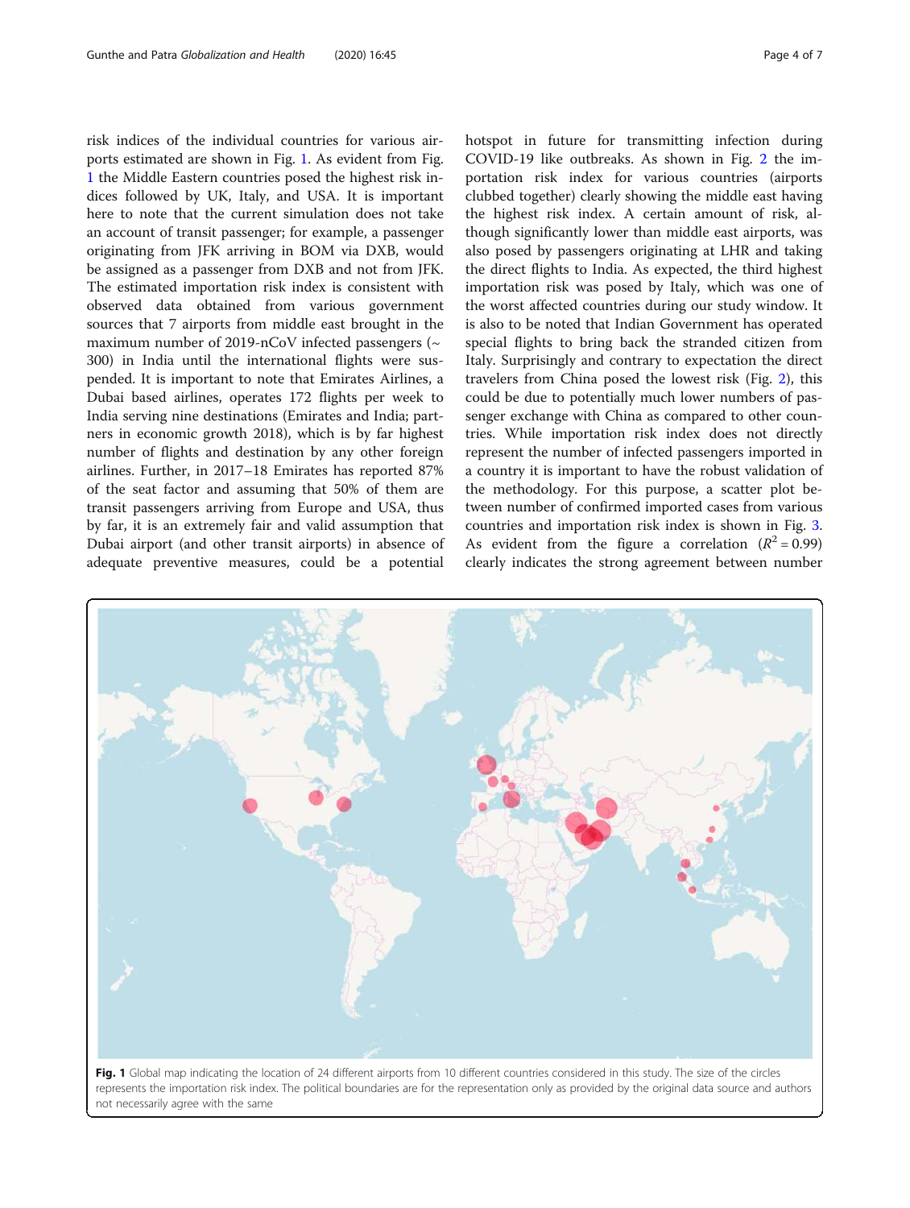risk indices of the individual countries for various airports estimated are shown in Fig. 1. As evident from Fig. 1 the Middle Eastern countries posed the highest risk indices followed by UK, Italy, and USA. It is important here to note that the current simulation does not take an account of transit passenger; for example, a passenger originating from JFK arriving in BOM via DXB, would be assigned as a passenger from DXB and not from JFK. The estimated importation risk index is consistent with observed data obtained from various government sources that 7 airports from middle east brought in the maximum number of 2019-nCoV infected passengers (~ 300) in India until the international flights were suspended. It is important to note that Emirates Airlines, a Dubai based airlines, operates 172 flights per week to India serving nine destinations (Emirates and India; partners in economic growth 2018), which is by far highest number of flights and destination by any other foreign airlines. Further, in 2017–18 Emirates has reported 87% of the seat factor and assuming that 50% of them are transit passengers arriving from Europe and USA, thus by far, it is an extremely fair and valid assumption that Dubai airport (and other transit airports) in absence of adequate preventive measures, could be a potential hotspot in future for transmitting infection during COVID-19 like outbreaks. As shown in Fig. 2 the importation risk index for various countries (airports clubbed together) clearly showing the middle east having the highest risk index. A certain amount of risk, although significantly lower than middle east airports, was also posed by passengers originating at LHR and taking the direct flights to India. As expected, the third highest importation risk was posed by Italy, which was one of the worst affected countries during our study window. It is also to be noted that Indian Government has operated special flights to bring back the stranded citizen from Italy. Surprisingly and contrary to expectation the direct travelers from China posed the lowest risk (Fig. 2), this could be due to potentially much lower numbers of passenger exchange with China as compared to other countries. While importation risk index does not directly represent the number of infected passengers imported in a country it is important to have the robust validation of the methodology. For this purpose, a scatter plot between number of confirmed imported cases from various countries and importation risk index is shown in Fig. 3. As evident from the figure a correlation ($R^2 = 0.99$) clearly indicates the strong agreement between number

**Fig. 1** Global map indicating the location of 24 different airports from 10 different countries considered in this study. The size of the circles represents the importation risk index. The political boundaries are for the representation only as provided by the original data source and authors not necessarily agree with the same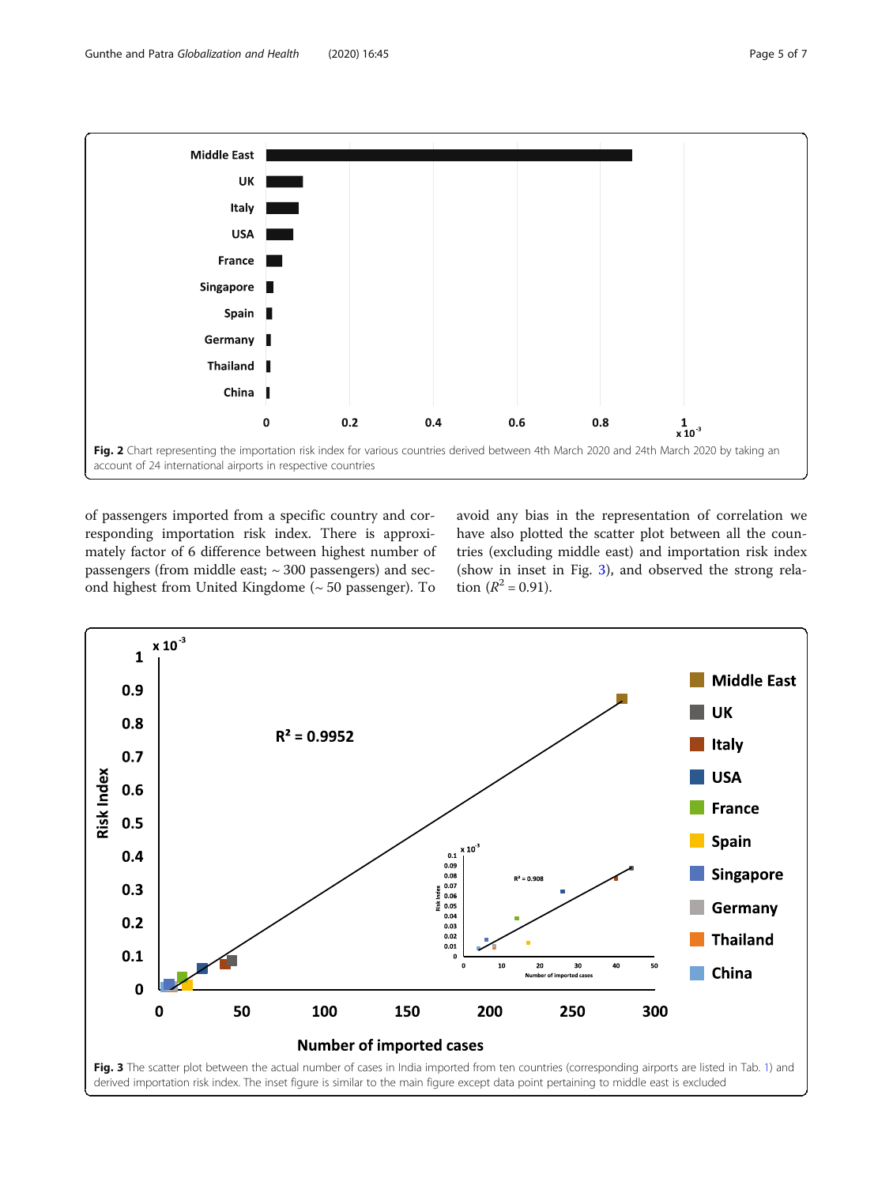Fig. 2 Chart representing the importation risk index for various countries derived between 4th March 2020 and 24th March 2020 by taking an account of 24 international airports in respective countries

of passengers imported from a specific country and corresponding importation risk index. There is approximately factor of 6 difference between highest number of passengers (from middle east; ~ 300 passengers) and second highest from United Kingdome (~ 50 passenger). To avoid any bias in the representation of correlation we have also plotted the scatter plot between all the countries (excluding middle east) and importation risk index (show in inset in Fig. 3), and observed the strong relation ($R^2 = 0.91$).

Fig. 3 The scatter plot between the actual number of cases in India imported from ten countries (corresponding airports are listed in Tab. 1) and derived importation risk index. The inset figure is similar to the main figure except data point pertaining to middle east is excluded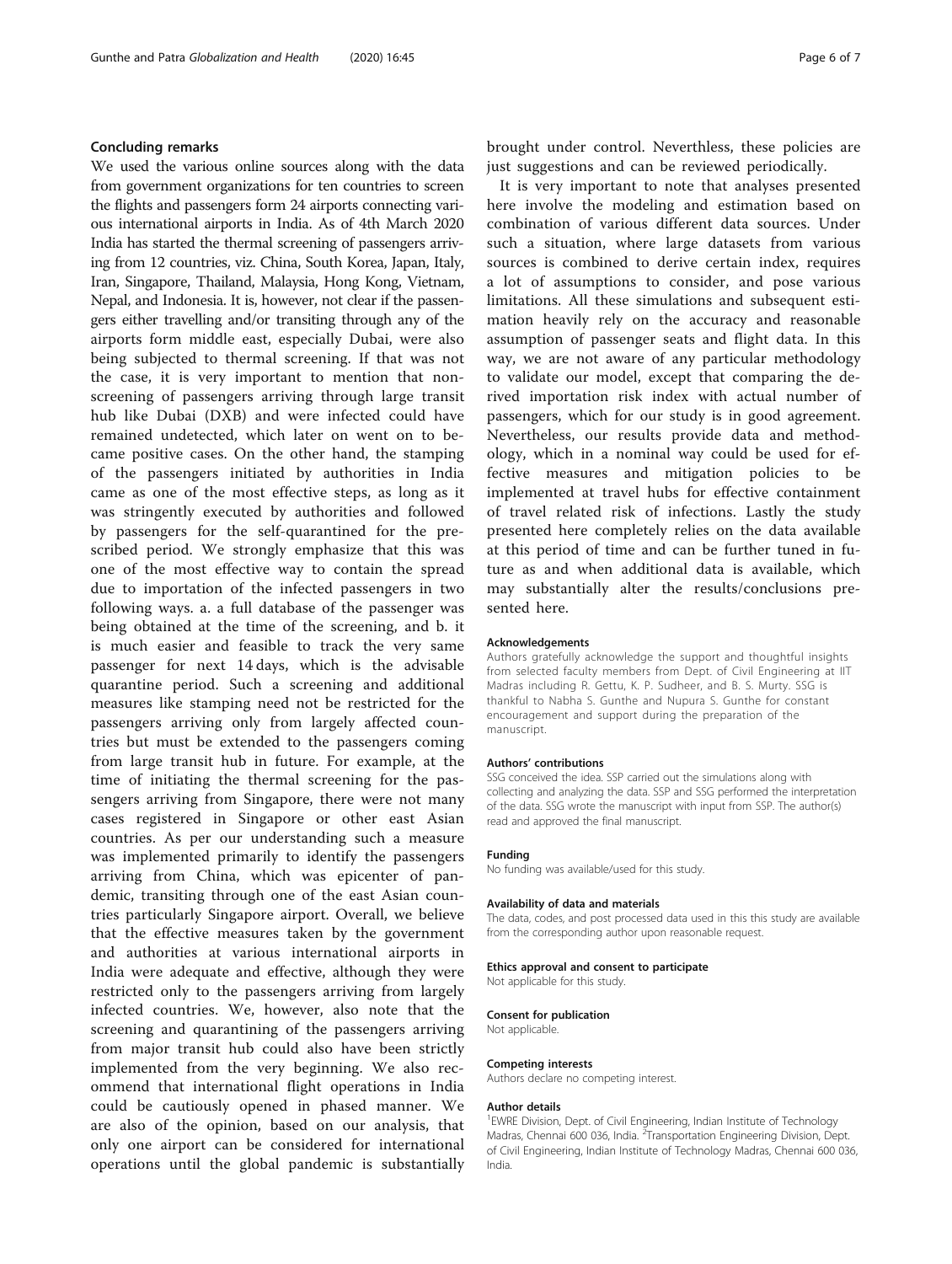## Concluding remarks

We used the various online sources along with the data from government organizations for ten countries to screen the flights and passengers form 24 airports connecting various international airports in India. As of 4th March 2020 India has started the thermal screening of passengers arriving from 12 countries, viz. China, South Korea, Japan, Italy, Iran, Singapore, Thailand, Malaysia, Hong Kong, Vietnam, Nepal, and Indonesia. It is, however, not clear if the passengers either travelling and/or transiting through any of the airports form middle east, especially Dubai, were also being subjected to thermal screening. If that was not the case, it is very important to mention that non-screening of passengers arriving through large transit hub like Dubai (DXB) and were infected could have remained undetected, which later on went on to became positive cases. On the other hand, the stamping of the passengers initiated by authorities in India came as one of the most effective steps, as long as it was stringently executed by authorities and followed by passengers for the self-quarantined for the prescribed period. We strongly emphasize that this was one of the most effective way to contain the spread due to importation of the infected passengers in two following ways. a. a full database of the passenger was being obtained at the time of the screening, and b. it is much easier and feasible to track the very same passenger for next 14 days, which is the advisable quarantine period. Such a screening and additional measures like stamping need not be restricted for the passengers arriving only from largely affected countries but must be extended to the passengers coming from large transit hub in future. For example, at the time of initiating the thermal screening for the passengers arriving from Singapore, there were not many cases registered in Singapore or other east Asian countries. As per our understanding such a measure was implemented primarily to identify the passengers arriving from China, which was epicenter of pandemic, transiting through one of the east Asian countries particularly Singapore airport. Overall, we believe that the effective measures taken by the government and authorities at various international airports in India were adequate and effective, although they were restricted only to the passengers arriving from largely infected countries. We, however, also note that the screening and quarantining of the passengers arriving from major transit hub could also have been strictly implemented from the very beginning. We also recommend that international flight operations in India could be cautiously opened in phased manner. We are also of the opinion, based on our analysis, that only one airport can be considered for international operations until the global pandemic is substantially brought under control. Neverthless, these policies are just suggestions and can be reviewed periodically.

It is very important to note that analyses presented here involve the modeling and estimation based on combination of various different data sources. Under such a situation, where large datasets from various sources is combined to derive certain index, requires a lot of assumptions to consider, and pose various limitations. All these simulations and subsequent estimation heavily rely on the accuracy and reasonable assumption of passenger seats and flight data. In this way, we are not aware of any particular methodology to validate our model, except that comparing the derived importation risk index with actual number of passengers, which for our study is in good agreement. Nevertheless, our results provide data and methodology, which in a nominal way could be used for effective measures and mitigation policies to be implemented at travel hubs for effective containment of travel related risk of infections. Lastly the study presented here completely relies on the data available at this period of time and can be further tuned in future as and when additional data is available, which may substantially alter the results/conclusions presented here.

#### Acknowledgements

Authors gratefully acknowledge the support and thoughtful insights from selected faculty members from Dept. of Civil Engineering at IIT Madras including R. Gettu, K. P. Sudheer, and B. S. Murty. SSG is thankful to Nabha S. Gunthe and Nupura S. Gunthe for constant encouragement and support during the preparation of the manuscript.

#### Authors' contributions

SSG conceived the idea. SSP carried out the simulations along with collecting and analyzing the data. SSP and SSG performed the interpretation of the data. SSG wrote the manuscript with input from SSP. The author(s) read and approved the final manuscript.

#### Funding

No funding was available/used for this study.

#### Availability of data and materials

The data, codes, and post processed data used in this this study are available from the corresponding author upon reasonable request.

#### Ethics approval and consent to participate

Not applicable for this study.

#### Consent for publication

Not applicable.

#### Competing interests

Authors declare no competing interest.

#### Author details

[1]EWRE Division, Dept. of Civil Engineering, Indian Institute of Technology Madras, Chennai 600 036, India. [2]Transportation Engineering Division, Dept. of Civil Engineering, Indian Institute of Technology Madras, Chennai 600 036, India.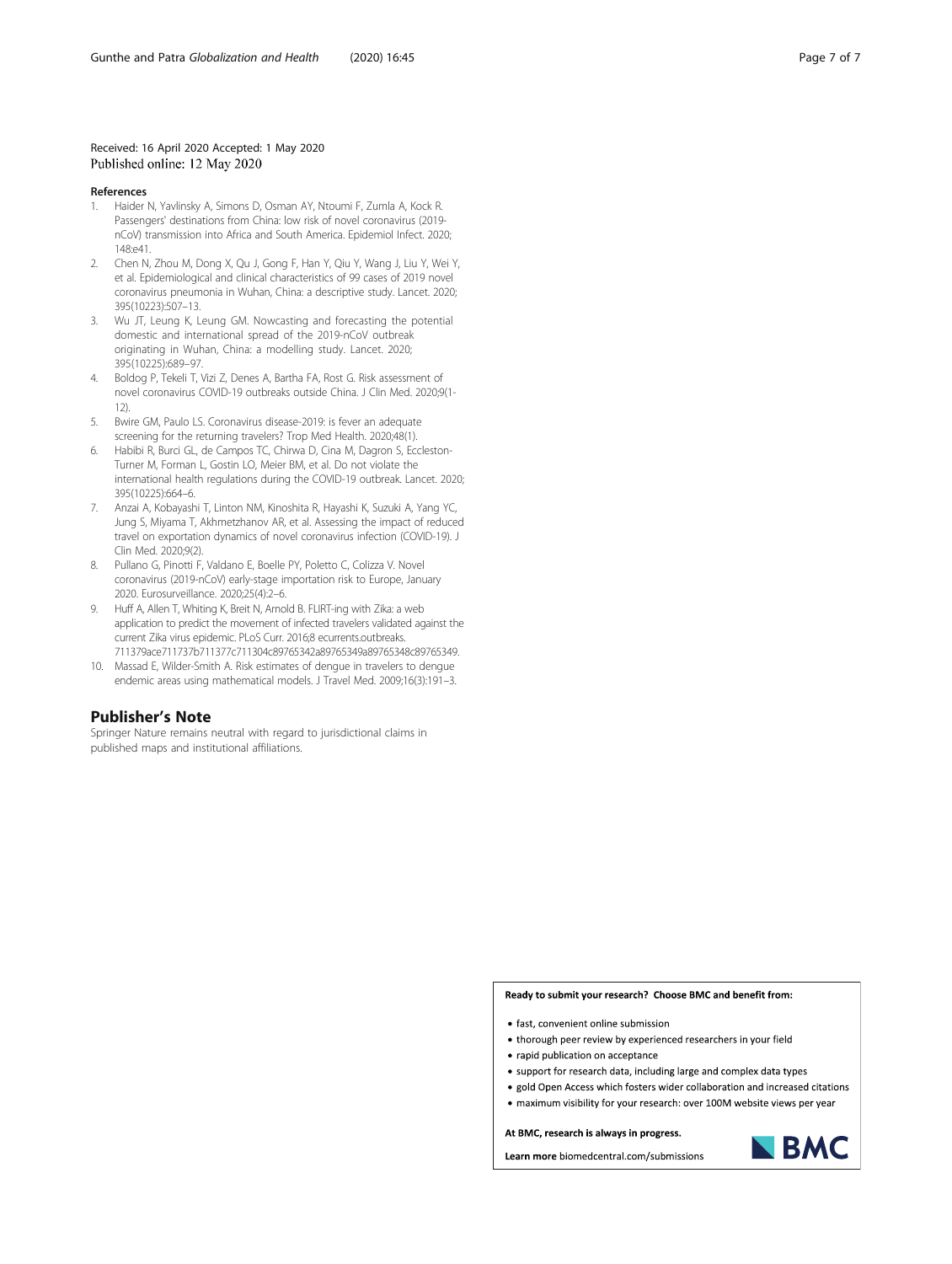Received: 16 April 2020 Accepted: 1 May 2020
Published online: 12 May 2020

### References

1. Haider N, Yavlinsky A, Simons D, Osman AY, Ntoumi F, Zumla A, Kock R. Passengers' destinations from China: low risk of novel coronavirus (2019-nCoV) transmission into Africa and South America. Epidemiol Infect. 2020; 148:e41.
2. Chen N, Zhou M, Dong X, Qu J, Gong F, Han Y, Qiu Y, Wang J, Liu Y, Wei Y, et al. Epidemiological and clinical characteristics of 99 cases of 2019 novel coronavirus pneumonia in Wuhan, China: a descriptive study. Lancet. 2020; 395(10223):507–13.
3. Wu JT, Leung K, Leung GM. Nowcasting and forecasting the potential domestic and international spread of the 2019-nCoV outbreak originating in Wuhan, China: a modelling study. Lancet. 2020; 395(10225):689–97.
4. Boldog P, Tekeli T, Vizi Z, Denes A, Bartha FA, Rost G. Risk assessment of novel coronavirus COVID-19 outbreaks outside China. J Clin Med. 2020;9(1-12).
5. Bwire GM, Paulo LS. Coronavirus disease-2019: is fever an adequate screening for the returning travelers? Trop Med Health. 2020;48(1).
6. Habibi R, Burci GL, de Campos TC, Chirwa D, Cina M, Dagron S, Eccleston-Turner M, Forman L, Gostin LO, Meier BM, et al. Do not violate the international health regulations during the COVID-19 outbreak. Lancet. 2020; 395(10225):664–6.
7. Anzai A, Kobayashi T, Linton NM, Kinoshita R, Hayashi K, Suzuki A, Yang YC, Jung S, Miyama T, Akhmetzhanov AR, et al. Assessing the impact of reduced travel on exportation dynamics of novel coronavirus infection (COVID-19). J Clin Med. 2020;9(2).
8. Pullano G, Pinotti F, Valdano E, Boelle PY, Poletto C, Colizza V. Novel coronavirus (2019-nCoV) early-stage importation risk to Europe, January 2020. Eurosurveillance. 2020;25(4):2–6.
9. Huff A, Allen T, Whiting K, Breit N, Arnold B. FLIRT-ing with Zika: a web application to predict the movement of infected travelers validated against the current Zika virus epidemic. PLoS Curr. 2016;8 ecurrents.outbreaks. 711379ace711737b711377c711304c89765342a89765349a89765348c89765349.
10. Massad E, Wilder-Smith A. Risk estimates of dengue in travelers to dengue endemic areas using mathematical models. J Travel Med. 2009;16(3):191–3.

## Publisher's Note

Springer Nature remains neutral with regard to jurisdictional claims in published maps and institutional affiliations.

**Ready to submit your research? Choose BMC and benefit from:**

- fast, convenient online submission
- thorough peer review by experienced researchers in your field
- rapid publication on acceptance
- support for research data, including large and complex data types
- gold Open Access which fosters wider collaboration and increased citations
- maximum visibility for your research: over 100M website views per year

**At BMC, research is always in progress.**

**Learn more** biomedcentral.com/submissions

BMC